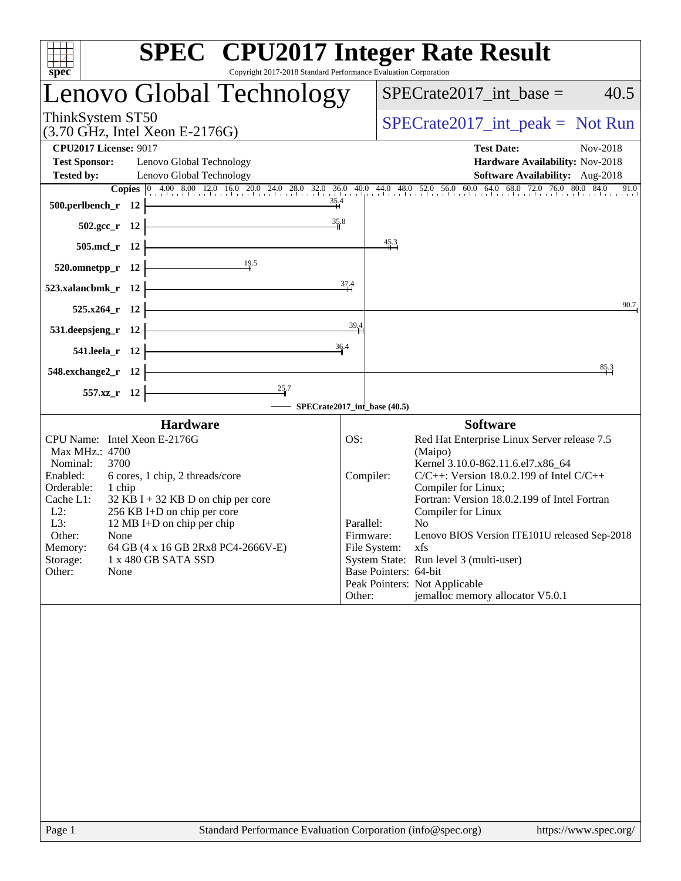# SPEC CPU2017 Integer Rate Result

Copyright 2017-2018 Standard Performance Evaluation Corporation

## Lenovo Global Technology

ThinkSystem ST50
(3.70 GHz, Intel Xeon E-2176G)

SPECrate2017_int_base = 40.5

SPECrate2017_int_peak = Not Run

| | | | |
|---|---|---|---|
| **CPU2017 License:** | 9017 | **Test Date:** | Nov-2018 |
| **Test Sponsor:** | Lenovo Global Technology | **Hardware Availability:** | Nov-2018 |
| **Tested by:** | Lenovo Global Technology | **Software Availability:** | Aug-2018 |

| Benchmark | Copies | SPECrate2017_int_base |
|---|---|---|
| 500.perlbench_r | 12 | 35.4 |
| 502.gcc_r | 12 | 35.8 |
| 505.mcf_r | 12 | 45.3 |
| 520.omnetpp_r | 12 | 19.5 |
| 523.xalancbmk_r | 12 | 37.4 |
| 525.x264_r | 12 | 90.7 |
| 531.deepsjeng_r | 12 | 39.4 |
| 541.leela_r | 12 | 36.4 |
| 548.exchange2_r | 12 | 85.3 |
| 557.xz_r | 12 | 25.7 |

SPECrate2017_int_base (40.5)

### Hardware

| | |
|---|---|
| CPU Name: | Intel Xeon E-2176G |
| Max MHz.: | 4700 |
| Nominal: | 3700 |
| Enabled: | 6 cores, 1 chip, 2 threads/core |
| Orderable: | 1 chip |
| Cache L1: | 32 KB I + 32 KB D on chip per core |
| L2: | 256 KB I+D on chip per core |
| L3: | 12 MB I+D on chip per chip |
| Other: | None |
| Memory: | 64 GB (4 x 16 GB 2Rx8 PC4-2666V-E) |
| Storage: | 1 x 480 GB SATA SSD |
| Other: | None |

### Software

| | |
|---|---|
| OS: | Red Hat Enterprise Linux Server release 7.5 (Maipo) Kernel 3.10.0-862.11.6.el7.x86_64 |
| Compiler: | C/C++: Version 18.0.2.199 of Intel C/C++ Compiler for Linux; Fortran: Version 18.0.2.199 of Intel Fortran Compiler for Linux |
| Parallel: | No |
| Firmware: | Lenovo BIOS Version ITE101U released Sep-2018 |
| File System: | xfs |
| System State: | Run level 3 (multi-user) |
| Base Pointers: | 64-bit |
| Peak Pointers: | Not Applicable |
| Other: | jemalloc memory allocator V5.0.1 |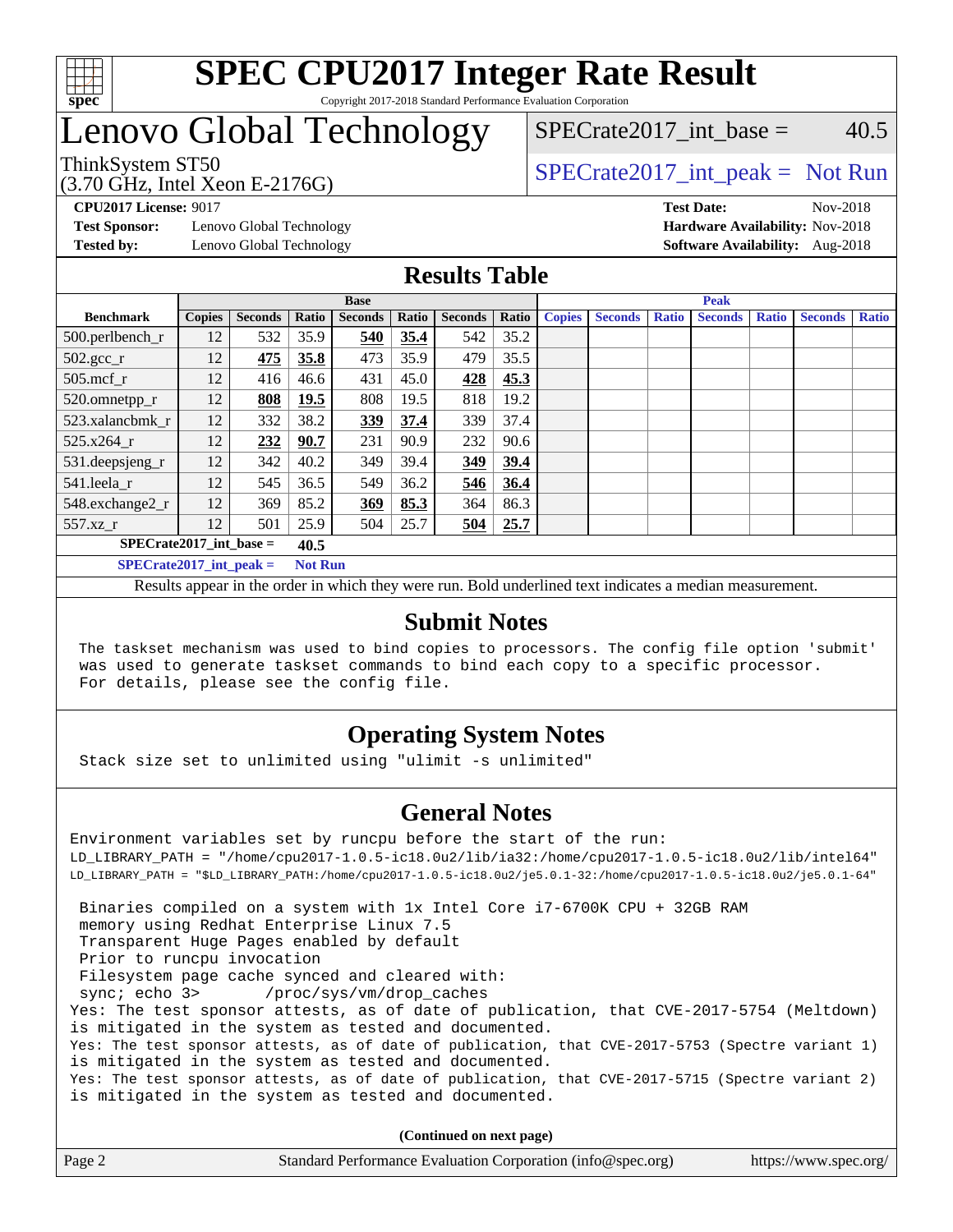# SPEC CPU2017 Integer Rate Result

Copyright 2017-2018 Standard Performance Evaluation Corporation

# Lenovo Global Technology

ThinkSystem ST50
(3.70 GHz, Intel Xeon E-2176G)

SPECrate2017_int_base = 40.5

SPECrate2017_int_peak = Not Run

**CPU2017 License:** 9017
**Test Sponsor:** Lenovo Global Technology
**Tested by:** Lenovo Global Technology

**Test Date:** Nov-2018
**Hardware Availability:** Nov-2018
**Software Availability:** Aug-2018

## Results Table

| Benchmark | Base | | | | | | | Peak | | | | | | |
|---|---|---|---|---|---|---|---|---|---|---|---|---|---|---|
| | Copies | Seconds | Ratio | Seconds | Ratio | Seconds | Ratio | Copies | Seconds | Ratio | Seconds | Ratio | Seconds | Ratio |
| 500.perlbench_r | 12 | 532 | 35.9 | **540** | **35.4** | 542 | 35.2 | | | | | | | |
| 502.gcc_r | 12 | **475** | **35.8** | 473 | 35.9 | 479 | 35.5 | | | | | | | |
| 505.mcf_r | 12 | 416 | 46.6 | 431 | 45.0 | **428** | **45.3** | | | | | | | |
| 520.omnetpp_r | 12 | **808** | **19.5** | 808 | 19.5 | 818 | 19.2 | | | | | | | |
| 523.xalancbmk_r | 12 | 332 | 38.2 | **339** | **37.4** | 339 | 37.4 | | | | | | | |
| 525.x264_r | 12 | **232** | **90.7** | 231 | 90.9 | 232 | 90.6 | | | | | | | |
| 531.deepsjeng_r | 12 | 342 | 40.2 | 349 | 39.4 | **349** | **39.4** | | | | | | | |
| 541.leela_r | 12 | 545 | 36.5 | 549 | 36.2 | **546** | **36.4** | | | | | | | |
| 548.exchange2_r | 12 | 369 | 85.2 | **369** | **85.3** | 364 | 86.3 | | | | | | | |
| 557.xz_r | 12 | 501 | 25.9 | 504 | 25.7 | **504** | **25.7** | | | | | | | |

**SPECrate2017_int_base = 40.5**

**SPECrate2017_int_peak = Not Run**

Results appear in the order in which they were run. Bold underlined text indicates a median measurement.

## Submit Notes

```
The taskset mechanism was used to bind copies to processors. The config file option 'submit'
was used to generate taskset commands to bind each copy to a specific processor.
For details, please see the config file.
```

## Operating System Notes

```
Stack size set to unlimited using "ulimit -s unlimited"
```

## General Notes

```
Environment variables set by runcpu before the start of the run:
LD_LIBRARY_PATH = "/home/cpu2017-1.0.5-ic18.0u2/lib/ia32:/home/cpu2017-1.0.5-ic18.0u2/lib/intel64"
LD_LIBRARY_PATH = "$LD_LIBRARY_PATH:/home/cpu2017-1.0.5-ic18.0u2/je5.0.1-32:/home/cpu2017-1.0.5-ic18.0u2/je5.0.1-64"

 Binaries compiled on a system with 1x Intel Core i7-6700K CPU + 32GB RAM
 memory using Redhat Enterprise Linux 7.5
 Transparent Huge Pages enabled by default
 Prior to runcpu invocation
 Filesystem page cache synced and cleared with:
 sync; echo 3>       /proc/sys/vm/drop_caches
Yes: The test sponsor attests, as of date of publication, that CVE-2017-5754 (Meltdown)
is mitigated in the system as tested and documented.
Yes: The test sponsor attests, as of date of publication, that CVE-2017-5753 (Spectre variant 1)
is mitigated in the system as tested and documented.
Yes: The test sponsor attests, as of date of publication, that CVE-2017-5715 (Spectre variant 2)
is mitigated in the system as tested and documented.
```

**(Continued on next page)**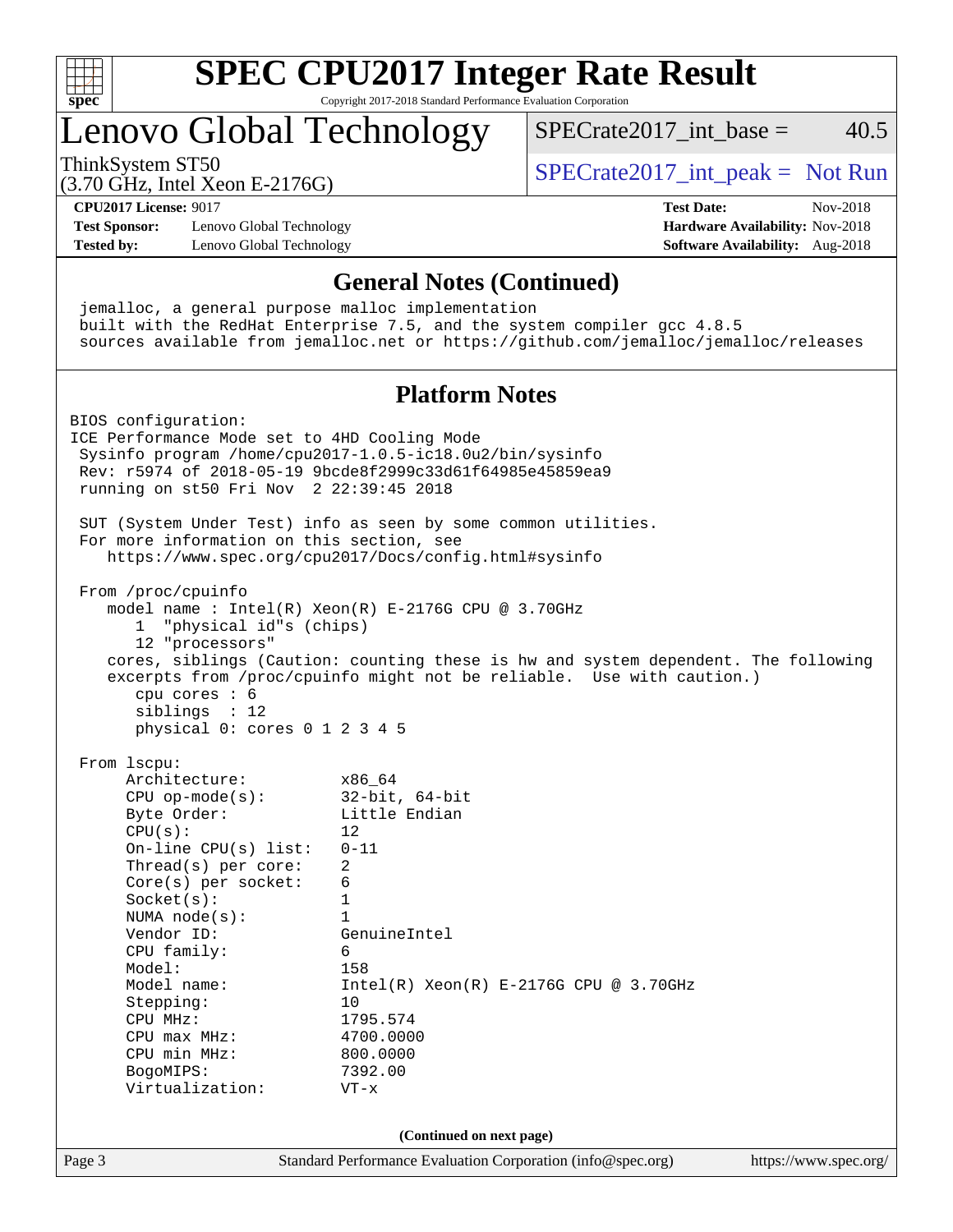# Lenovo Global Technology

ThinkSystem ST50
(3.70 GHz, Intel Xeon E-2176G)

SPECrate2017_int_base = 40.5

SPECrate2017_int_peak = Not Run

**CPU2017 License:** 9017
**Test Sponsor:** Lenovo Global Technology
**Tested by:** Lenovo Global Technology

**Test Date:** Nov-2018
**Hardware Availability:** Nov-2018
**Software Availability:** Aug-2018

## General Notes (Continued)

```
 jemalloc, a general purpose malloc implementation
 built with the RedHat Enterprise 7.5, and the system compiler gcc 4.8.5
 sources available from jemalloc.net or https://github.com/jemalloc/jemalloc/releases
```

## Platform Notes

```
BIOS configuration:
ICE Performance Mode set to 4HD Cooling Mode
 Sysinfo program /home/cpu2017-1.0.5-ic18.0u2/bin/sysinfo
 Rev: r5974 of 2018-05-19 9bcde8f2999c33d61f64985e45859ea9
 running on st50 Fri Nov  2 22:39:45 2018

 SUT (System Under Test) info as seen by some common utilities.
 For more information on this section, see
    https://www.spec.org/cpu2017/Docs/config.html#sysinfo

 From /proc/cpuinfo
    model name : Intel(R) Xeon(R) E-2176G CPU @ 3.70GHz
       1  "physical id"s (chips)
       12 "processors"
    cores, siblings (Caution: counting these is hw and system dependent. The following
    excerpts from /proc/cpuinfo might not be reliable.  Use with caution.)
       cpu cores : 6
       siblings  : 12
       physical 0: cores 0 1 2 3 4 5

 From lscpu:
      Architecture:          x86_64
      CPU op-mode(s):        32-bit, 64-bit
      Byte Order:            Little Endian
      CPU(s):                12
      On-line CPU(s) list:   0-11
      Thread(s) per core:    2
      Core(s) per socket:    6
      Socket(s):             1
      NUMA node(s):          1
      Vendor ID:             GenuineIntel
      CPU family:            6
      Model:                 158
      Model name:            Intel(R) Xeon(R) E-2176G CPU @ 3.70GHz
      Stepping:              10
      CPU MHz:               1795.574
      CPU max MHz:           4700.0000
      CPU min MHz:           800.0000
      BogoMIPS:              7392.00
      Virtualization:        VT-x
```

**(Continued on next page)**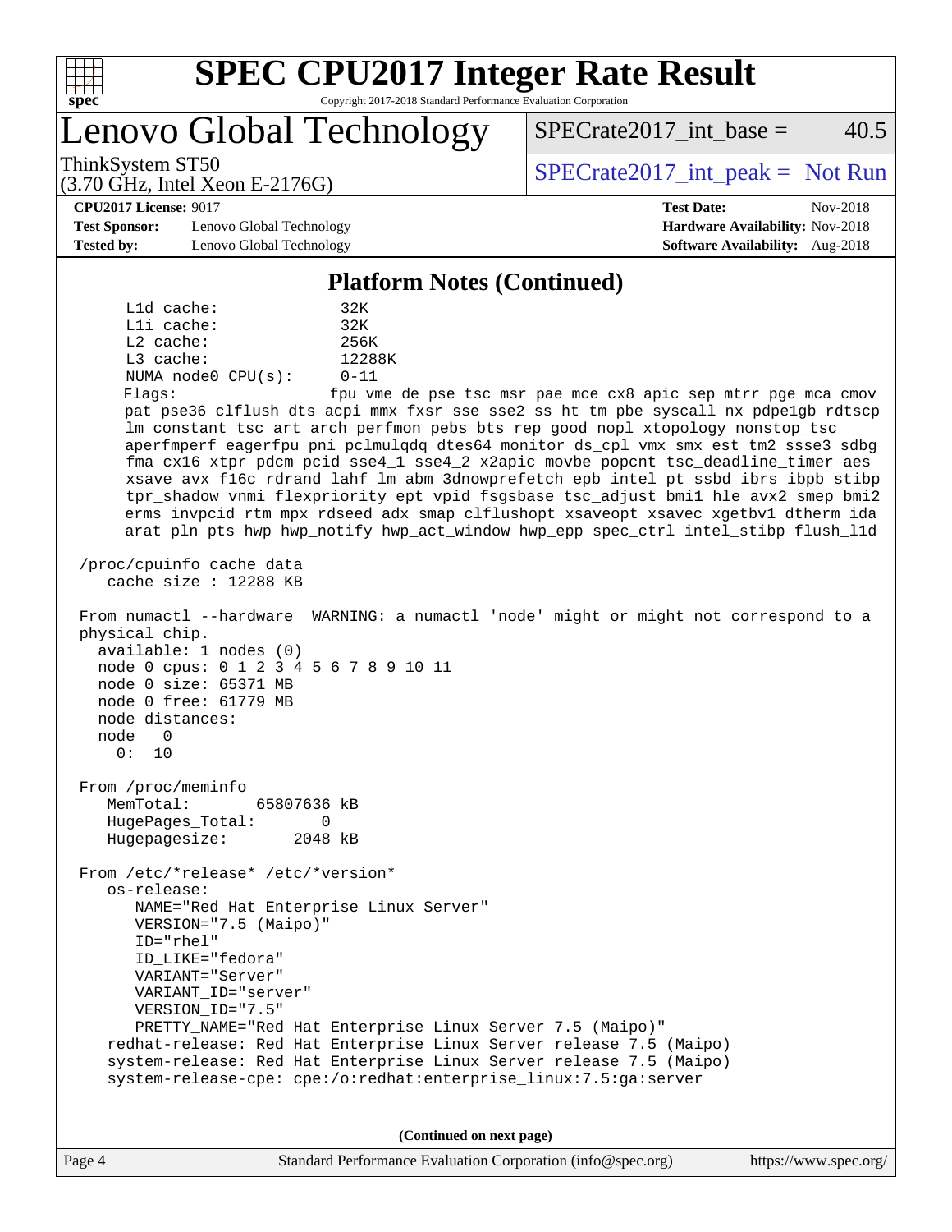## Platform Notes (Continued)

```
     L1d cache:             32K
     L1i cache:             32K
     L2 cache:              256K
     L3 cache:              12288K
     NUMA node0 CPU(s):     0-11
     Flags:                 fpu vme de pse tsc msr pae mce cx8 apic sep mtrr pge mca cmov
     pat pse36 clflush dts acpi mmx fxsr sse sse2 ss ht tm pbe syscall nx pdpe1gb rdtscp
     lm constant_tsc art arch_perfmon pebs bts rep_good nopl xtopology nonstop_tsc
     aperfmperf eagerfpu pni pclmulqdq dtes64 monitor ds_cpl vmx smx est tm2 ssse3 sdbg
     fma cx16 xtpr pdcm pcid sse4_1 sse4_2 x2apic movbe popcnt tsc_deadline_timer aes
     xsave avx f16c rdrand lahf_lm abm 3dnowprefetch epb intel_pt ssbd ibrs ibpb stibp
     tpr_shadow vnmi flexpriority ept vpid fsgsbase tsc_adjust bmi1 hle avx2 smep bmi2
     erms invpcid rtm mpx rdseed adx smap clflushopt xsaveopt xsavec xgetbv1 dtherm ida
     arat pln pts hwp hwp_notify hwp_act_window hwp_epp spec_ctrl intel_stibp flush_l1d

 /proc/cpuinfo cache data
    cache size : 12288 KB

 From numactl --hardware  WARNING: a numactl 'node' might or might not correspond to a
 physical chip.
   available: 1 nodes (0)
   node 0 cpus: 0 1 2 3 4 5 6 7 8 9 10 11
   node 0 size: 65371 MB
   node 0 free: 61779 MB
   node distances:
   node   0
     0:  10

 From /proc/meminfo
    MemTotal:       65807636 kB
    HugePages_Total:       0
    Hugepagesize:       2048 kB

 From /etc/*release* /etc/*version*
    os-release:
       NAME="Red Hat Enterprise Linux Server"
       VERSION="7.5 (Maipo)"
       ID="rhel"
       ID_LIKE="fedora"
       VARIANT="Server"
       VARIANT_ID="server"
       VERSION_ID="7.5"
       PRETTY_NAME="Red Hat Enterprise Linux Server 7.5 (Maipo)"
    redhat-release: Red Hat Enterprise Linux Server release 7.5 (Maipo)
    system-release: Red Hat Enterprise Linux Server release 7.5 (Maipo)
    system-release-cpe: cpe:/o:redhat:enterprise_linux:7.5:ga:server
```

(Continued on next page)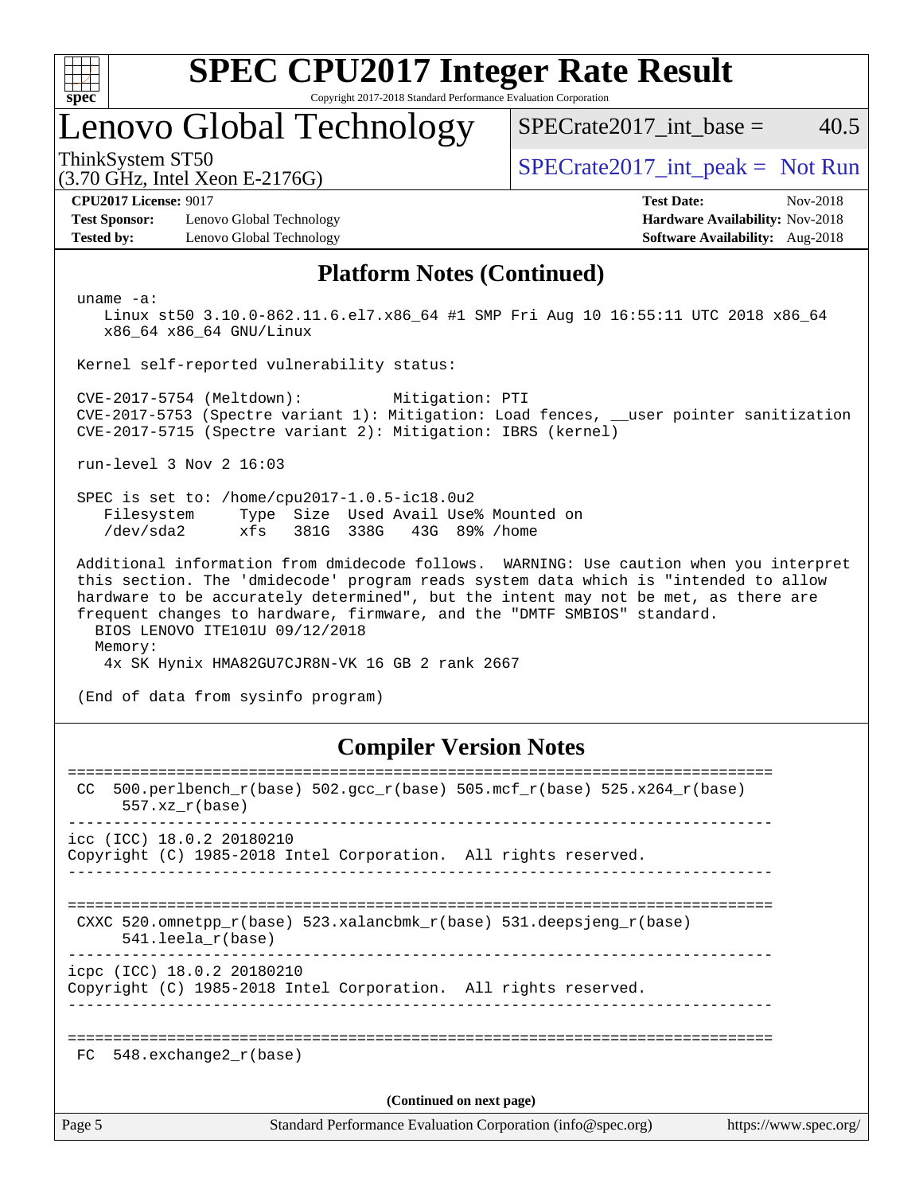## Platform Notes (Continued)

```
uname -a:
   Linux st50 3.10.0-862.11.6.el7.x86_64 #1 SMP Fri Aug 10 16:55:11 UTC 2018 x86_64
   x86_64 x86_64 GNU/Linux

Kernel self-reported vulnerability status:

CVE-2017-5754 (Meltdown):          Mitigation: PTI
CVE-2017-5753 (Spectre variant 1): Mitigation: Load fences, __user pointer sanitization
CVE-2017-5715 (Spectre variant 2): Mitigation: IBRS (kernel)

run-level 3 Nov 2 16:03

SPEC is set to: /home/cpu2017-1.0.5-ic18.0u2
   Filesystem     Type  Size  Used Avail Use% Mounted on
   /dev/sda2      xfs   381G  338G   43G  89% /home

Additional information from dmidecode follows.  WARNING: Use caution when you interpret
this section. The 'dmidecode' program reads system data which is "intended to allow
hardware to be accurately determined", but the intent may not be met, as there are
frequent changes to hardware, firmware, and the "DMTF SMBIOS" standard.
  BIOS LENOVO ITE101U 09/12/2018
  Memory:
   4x SK Hynix HMA82GU7CJR8N-VK 16 GB 2 rank 2667

(End of data from sysinfo program)
```

## Compiler Version Notes

```
==============================================================================
 CC  500.perlbench_r(base) 502.gcc_r(base) 505.mcf_r(base) 525.x264_r(base)
      557.xz_r(base)
------------------------------------------------------------------------------
icc (ICC) 18.0.2 20180210
Copyright (C) 1985-2018 Intel Corporation.  All rights reserved.
------------------------------------------------------------------------------

==============================================================================
 CXXC 520.omnetpp_r(base) 523.xalancbmk_r(base) 531.deepsjeng_r(base)
      541.leela_r(base)
------------------------------------------------------------------------------
icpc (ICC) 18.0.2 20180210
Copyright (C) 1985-2018 Intel Corporation.  All rights reserved.
------------------------------------------------------------------------------

==============================================================================
 FC  548.exchange2_r(base)
```

(Continued on next page)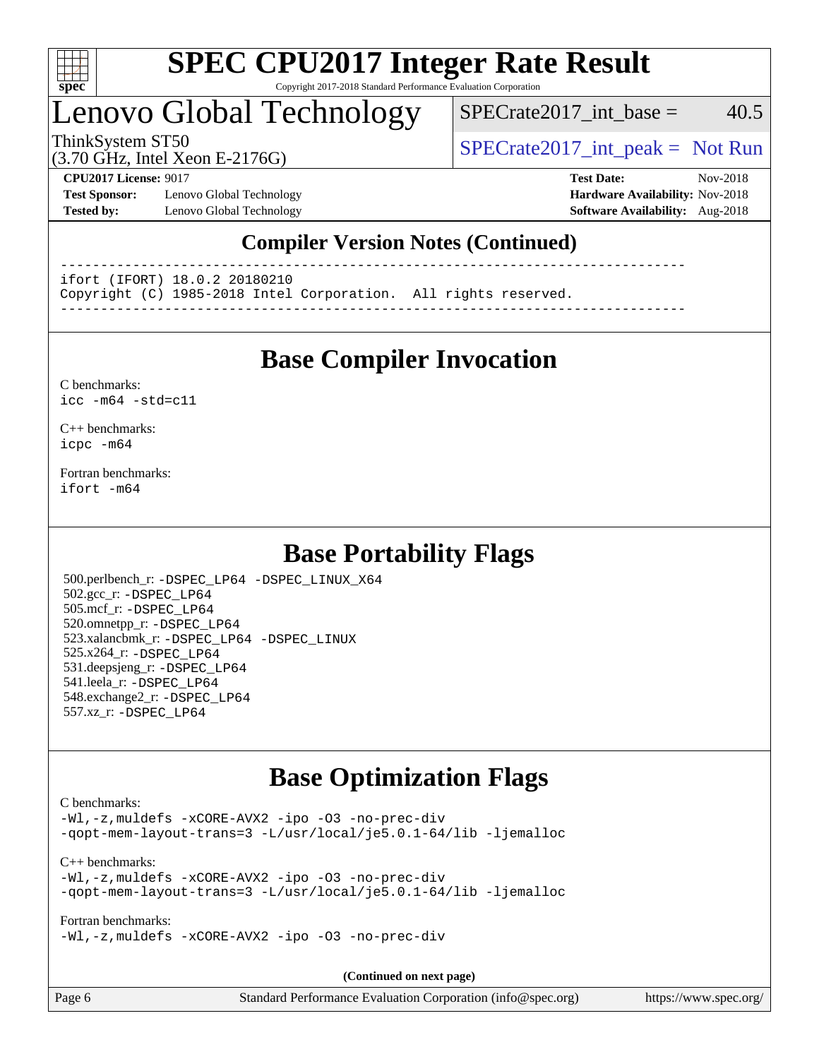## Compiler Version Notes (Continued)

```
==============================================================================
ifort (IFORT) 18.0.2 20180210
Copyright (C) 1985-2018 Intel Corporation.  All rights reserved.
------------------------------------------------------------------------------
```

## Base Compiler Invocation

C benchmarks:
`icc -m64 -std=c11`

C++ benchmarks:
`icpc -m64`

Fortran benchmarks:
`ifort -m64`

## Base Portability Flags

500.perlbench_r: `-DSPEC_LP64 -DSPEC_LINUX_X64`
502.gcc_r: `-DSPEC_LP64`
505.mcf_r: `-DSPEC_LP64`
520.omnetpp_r: `-DSPEC_LP64`
523.xalancbmk_r: `-DSPEC_LP64 -DSPEC_LINUX`
525.x264_r: `-DSPEC_LP64`
531.deepsjeng_r: `-DSPEC_LP64`
541.leela_r: `-DSPEC_LP64`
548.exchange2_r: `-DSPEC_LP64`
557.xz_r: `-DSPEC_LP64`

## Base Optimization Flags

C benchmarks:
`-Wl,-z,muldefs -xCORE-AVX2 -ipo -O3 -no-prec-div -qopt-mem-layout-trans=3 -L/usr/local/je5.0.1-64/lib -ljemalloc`

C++ benchmarks:
`-Wl,-z,muldefs -xCORE-AVX2 -ipo -O3 -no-prec-div -qopt-mem-layout-trans=3 -L/usr/local/je5.0.1-64/lib -ljemalloc`

Fortran benchmarks:
`-Wl,-z,muldefs -xCORE-AVX2 -ipo -O3 -no-prec-div`

**(Continued on next page)**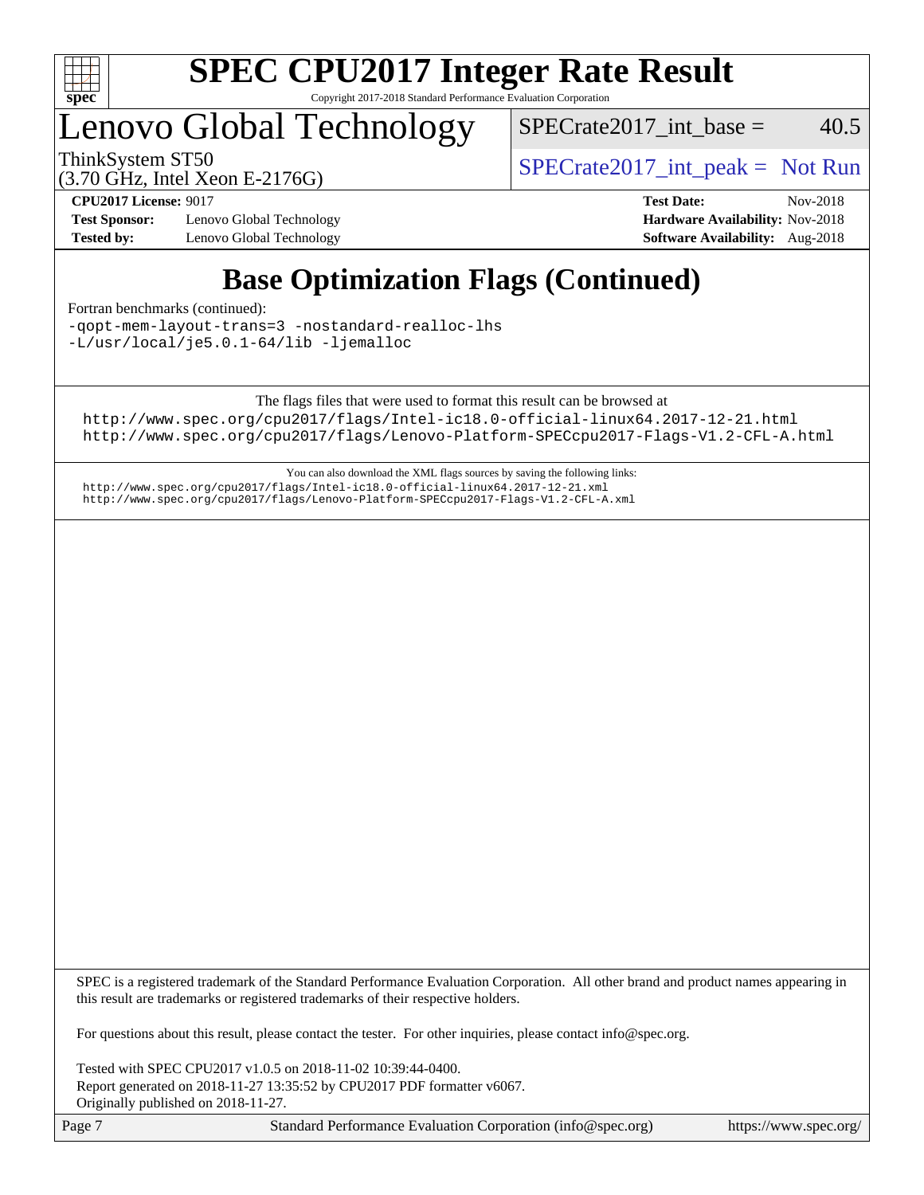# SPEC CPU2017 Integer Rate Result

Copyright 2017-2018 Standard Performance Evaluation Corporation

## Lenovo Global Technology

ThinkSystem ST50
(3.70 GHz, Intel Xeon E-2176G)

SPECrate2017_int_base = 40.5

SPECrate2017_int_peak = Not Run

**CPU2017 License:** 9017
**Test Sponsor:** Lenovo Global Technology
**Tested by:** Lenovo Global Technology

**Test Date:** Nov-2018
**Hardware Availability:** Nov-2018
**Software Availability:** Aug-2018

## Base Optimization Flags (Continued)

Fortran benchmarks (continued):

```
-qopt-mem-layout-trans=3 -nostandard-realloc-lhs
-L/usr/local/je5.0.1-64/lib -ljemalloc
```

The flags files that were used to format this result can be browsed at

http://www.spec.org/cpu2017/flags/Intel-ic18.0-official-linux64.2017-12-21.html
http://www.spec.org/cpu2017/flags/Lenovo-Platform-SPECcpu2017-Flags-V1.2-CFL-A.html

You can also download the XML flags sources by saving the following links:

http://www.spec.org/cpu2017/flags/Intel-ic18.0-official-linux64.2017-12-21.xml
http://www.spec.org/cpu2017/flags/Lenovo-Platform-SPECcpu2017-Flags-V1.2-CFL-A.xml

SPEC is a registered trademark of the Standard Performance Evaluation Corporation. All other brand and product names appearing in this result are trademarks or registered trademarks of their respective holders.

For questions about this result, please contact the tester. For other inquiries, please contact info@spec.org.

Tested with SPEC CPU2017 v1.0.5 on 2018-11-02 10:39:44-0400.
Report generated on 2018-11-27 13:35:52 by CPU2017 PDF formatter v6067.
Originally published on 2018-11-27.